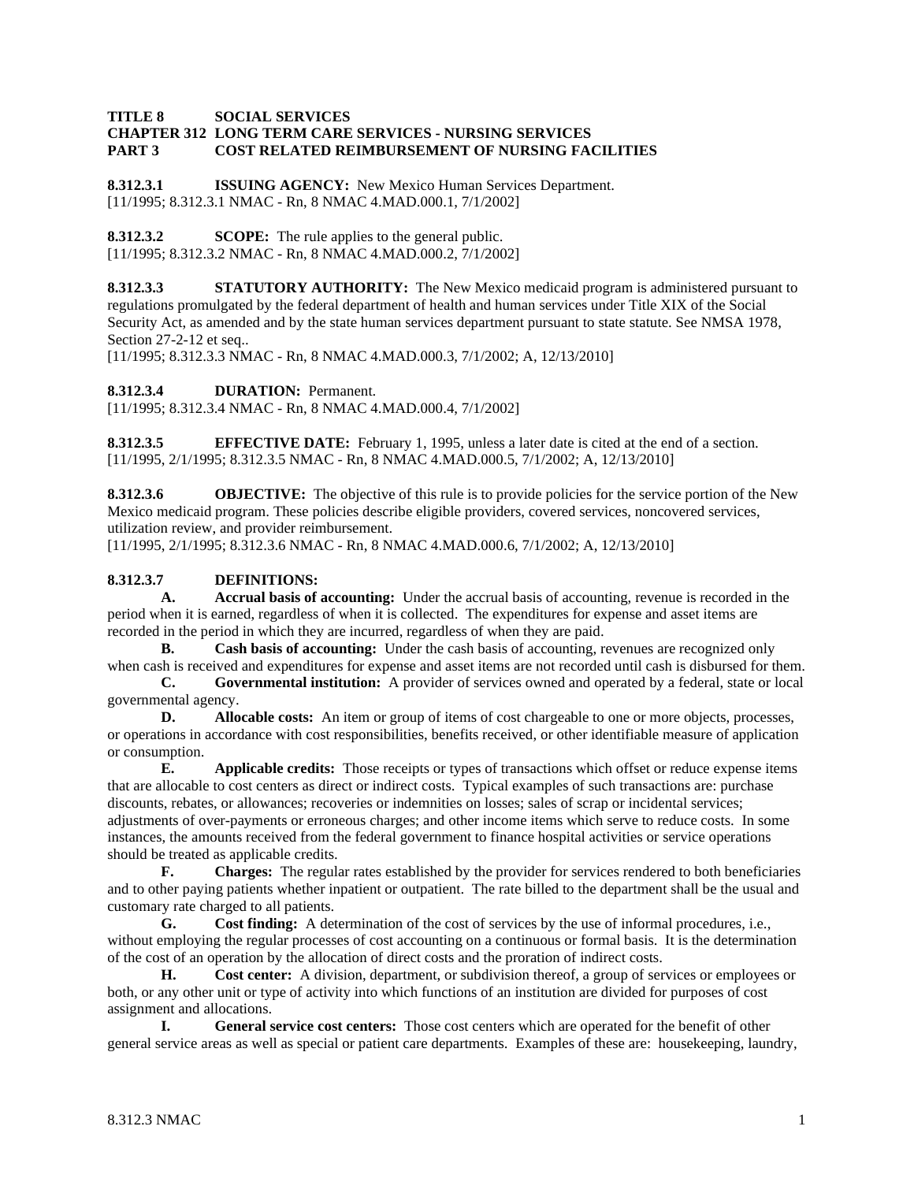**TITLE 8 SOCIAL SERVICES**
**CHAPTER 312 LONG TERM CARE SERVICES - NURSING SERVICES**
**PART 3 COST RELATED REIMBURSEMENT OF NURSING FACILITIES**

**8.312.3.1 ISSUING AGENCY:** New Mexico Human Services Department.
[11/1995; 8.312.3.1 NMAC - Rn, 8 NMAC 4.MAD.000.1, 7/1/2002]

**8.312.3.2 SCOPE:** The rule applies to the general public.
[11/1995; 8.312.3.2 NMAC - Rn, 8 NMAC 4.MAD.000.2, 7/1/2002]

**8.312.3.3 STATUTORY AUTHORITY:** The New Mexico medicaid program is administered pursuant to regulations promulgated by the federal department of health and human services under Title XIX of the Social Security Act, as amended and by the state human services department pursuant to state statute. See NMSA 1978, Section 27-2-12 et seq..
[11/1995; 8.312.3.3 NMAC - Rn, 8 NMAC 4.MAD.000.3, 7/1/2002; A, 12/13/2010]

**8.312.3.4 DURATION:** Permanent.
[11/1995; 8.312.3.4 NMAC - Rn, 8 NMAC 4.MAD.000.4, 7/1/2002]

**8.312.3.5 EFFECTIVE DATE:** February 1, 1995, unless a later date is cited at the end of a section.
[11/1995, 2/1/1995; 8.312.3.5 NMAC - Rn, 8 NMAC 4.MAD.000.5, 7/1/2002; A, 12/13/2010]

**8.312.3.6 OBJECTIVE:** The objective of this rule is to provide policies for the service portion of the New Mexico medicaid program. These policies describe eligible providers, covered services, noncovered services, utilization review, and provider reimbursement.
[11/1995, 2/1/1995; 8.312.3.6 NMAC - Rn, 8 NMAC 4.MAD.000.6, 7/1/2002; A, 12/13/2010]

**8.312.3.7 DEFINITIONS:**

**A. Accrual basis of accounting:** Under the accrual basis of accounting, revenue is recorded in the period when it is earned, regardless of when it is collected. The expenditures for expense and asset items are recorded in the period in which they are incurred, regardless of when they are paid.

**B. Cash basis of accounting:** Under the cash basis of accounting, revenues are recognized only when cash is received and expenditures for expense and asset items are not recorded until cash is disbursed for them.

**C. Governmental institution:** A provider of services owned and operated by a federal, state or local governmental agency.

**D. Allocable costs:** An item or group of items of cost chargeable to one or more objects, processes, or operations in accordance with cost responsibilities, benefits received, or other identifiable measure of application or consumption.

**E. Applicable credits:** Those receipts or types of transactions which offset or reduce expense items that are allocable to cost centers as direct or indirect costs. Typical examples of such transactions are: purchase discounts, rebates, or allowances; recoveries or indemnities on losses; sales of scrap or incidental services; adjustments of over-payments or erroneous charges; and other income items which serve to reduce costs. In some instances, the amounts received from the federal government to finance hospital activities or service operations should be treated as applicable credits.

**F. Charges:** The regular rates established by the provider for services rendered to both beneficiaries and to other paying patients whether inpatient or outpatient. The rate billed to the department shall be the usual and customary rate charged to all patients.

**G. Cost finding:** A determination of the cost of services by the use of informal procedures, i.e., without employing the regular processes of cost accounting on a continuous or formal basis. It is the determination of the cost of an operation by the allocation of direct costs and the proration of indirect costs.

**H. Cost center:** A division, department, or subdivision thereof, a group of services or employees or both, or any other unit or type of activity into which functions of an institution are divided for purposes of cost assignment and allocations.

**I. General service cost centers:** Those cost centers which are operated for the benefit of other general service areas as well as special or patient care departments. Examples of these are: housekeeping, laundry,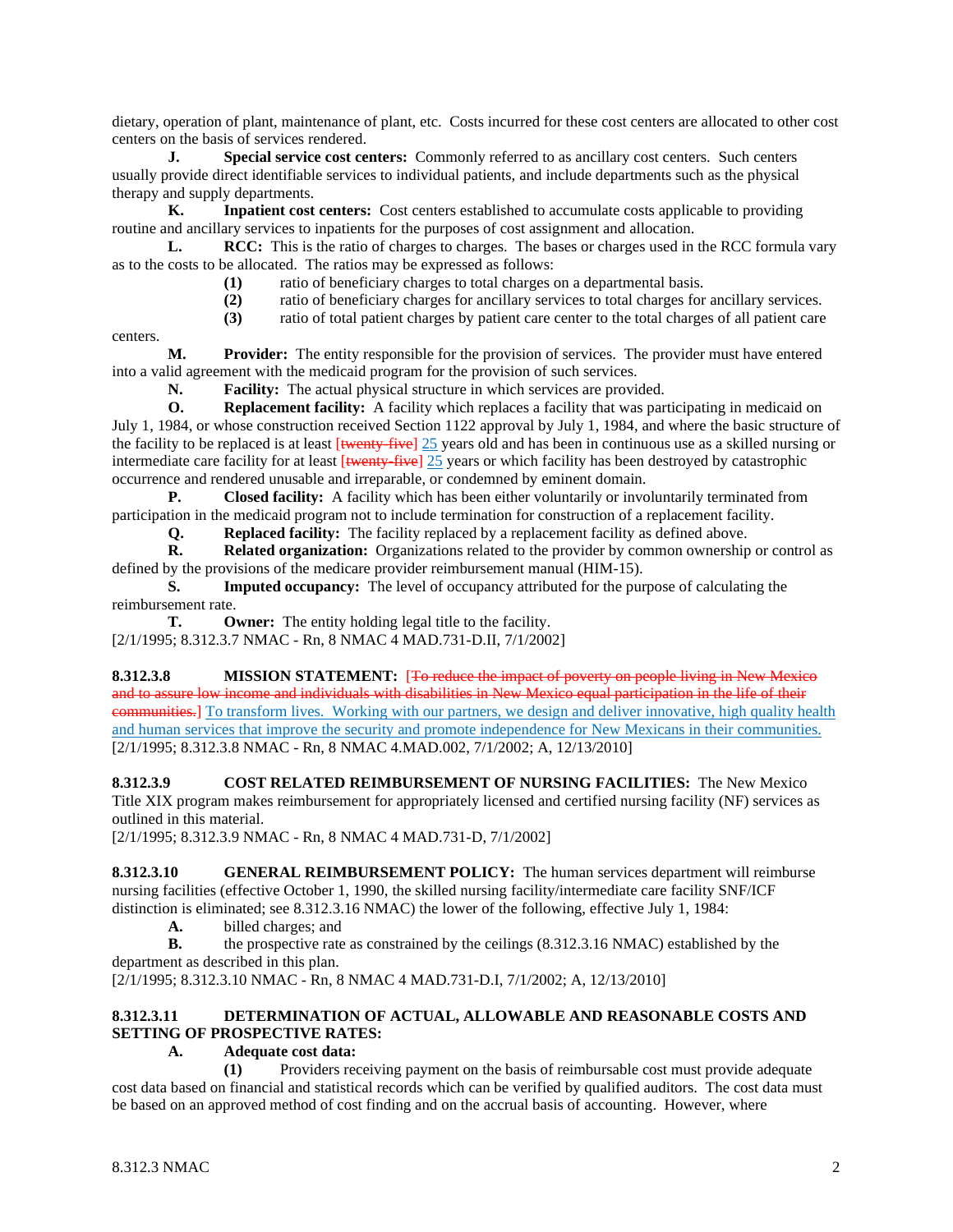dietary, operation of plant, maintenance of plant, etc. Costs incurred for these cost centers are allocated to other cost centers on the basis of services rendered.

**J.** **Special service cost centers:** Commonly referred to as ancillary cost centers. Such centers usually provide direct identifiable services to individual patients, and include departments such as the physical therapy and supply departments.

**K.** **Inpatient cost centers:** Cost centers established to accumulate costs applicable to providing routine and ancillary services to inpatients for the purposes of cost assignment and allocation.

**L.** **RCC:** This is the ratio of charges to charges. The bases or charges used in the RCC formula vary as to the costs to be allocated. The ratios may be expressed as follows:

**(1)** ratio of beneficiary charges to total charges on a departmental basis.

**(2)** ratio of beneficiary charges for ancillary services to total charges for ancillary services.

**(3)** ratio of total patient charges by patient care center to the total charges of all patient care centers.

**M.** **Provider:** The entity responsible for the provision of services. The provider must have entered into a valid agreement with the medicaid program for the provision of such services.

**N.** **Facility:** The actual physical structure in which services are provided.

**O.** **Replacement facility:** A facility which replaces a facility that was participating in medicaid on July 1, 1984, or whose construction received Section 1122 approval by July 1, 1984, and where the basic structure of the facility to be replaced is at least [~~twenty-five~~] 25 years old and has been in continuous use as a skilled nursing or intermediate care facility for at least [~~twenty-five~~] 25 years or which facility has been destroyed by catastrophic occurrence and rendered unusable and irreparable, or condemned by eminent domain.

**P.** **Closed facility:** A facility which has been either voluntarily or involuntarily terminated from participation in the medicaid program not to include termination for construction of a replacement facility.

**Q.** **Replaced facility:** The facility replaced by a replacement facility as defined above.

**R.** **Related organization:** Organizations related to the provider by common ownership or control as defined by the provisions of the medicare provider reimbursement manual (HIM-15).

**S.** **Imputed occupancy:** The level of occupancy attributed for the purpose of calculating the reimbursement rate.

**T.** **Owner:** The entity holding legal title to the facility.

[2/1/1995; 8.312.3.7 NMAC - Rn, 8 NMAC 4 MAD.731-D.II, 7/1/2002]

**8.312.3.8 MISSION STATEMENT:** [~~To reduce the impact of poverty on people living in New Mexico and to assure low income and individuals with disabilities in New Mexico equal participation in the life of their communities.~~] To transform lives. Working with our partners, we design and deliver innovative, high quality health and human services that improve the security and promote independence for New Mexicans in their communities.

[2/1/1995; 8.312.3.8 NMAC - Rn, 8 NMAC 4.MAD.002, 7/1/2002; A, 12/13/2010]

**8.312.3.9 COST RELATED REIMBURSEMENT OF NURSING FACILITIES:** The New Mexico Title XIX program makes reimbursement for appropriately licensed and certified nursing facility (NF) services as outlined in this material.

[2/1/1995; 8.312.3.9 NMAC - Rn, 8 NMAC 4 MAD.731-D, 7/1/2002]

**8.312.3.10 GENERAL REIMBURSEMENT POLICY:** The human services department will reimburse nursing facilities (effective October 1, 1990, the skilled nursing facility/intermediate care facility SNF/ICF distinction is eliminated; see 8.312.3.16 NMAC) the lower of the following, effective July 1, 1984:

**A.** billed charges; and

**B.** the prospective rate as constrained by the ceilings (8.312.3.16 NMAC) established by the department as described in this plan.

[2/1/1995; 8.312.3.10 NMAC - Rn, 8 NMAC 4 MAD.731-D.I, 7/1/2002; A, 12/13/2010]

**8.312.3.11 DETERMINATION OF ACTUAL, ALLOWABLE AND REASONABLE COSTS AND SETTING OF PROSPECTIVE RATES:**

**A.** **Adequate cost data:**

**(1)** Providers receiving payment on the basis of reimbursable cost must provide adequate cost data based on financial and statistical records which can be verified by qualified auditors. The cost data must be based on an approved method of cost finding and on the accrual basis of accounting. However, where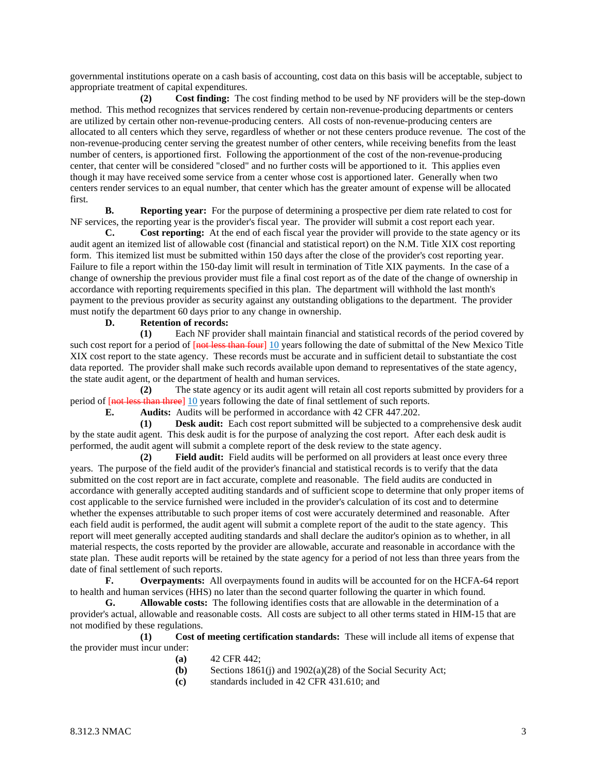governmental institutions operate on a cash basis of accounting, cost data on this basis will be acceptable, subject to appropriate treatment of capital expenditures.

**(2) Cost finding:** The cost finding method to be used by NF providers will be the step-down method. This method recognizes that services rendered by certain non-revenue-producing departments or centers are utilized by certain other non-revenue-producing centers. All costs of non-revenue-producing centers are allocated to all centers which they serve, regardless of whether or not these centers produce revenue. The cost of the non-revenue-producing center serving the greatest number of other centers, while receiving benefits from the least number of centers, is apportioned first. Following the apportionment of the cost of the non-revenue-producing center, that center will be considered "closed" and no further costs will be apportioned to it. This applies even though it may have received some service from a center whose cost is apportioned later. Generally when two centers render services to an equal number, that center which has the greater amount of expense will be allocated first.

**B. Reporting year:** For the purpose of determining a prospective per diem rate related to cost for NF services, the reporting year is the provider's fiscal year. The provider will submit a cost report each year.

**C. Cost reporting:** At the end of each fiscal year the provider will provide to the state agency or its audit agent an itemized list of allowable cost (financial and statistical report) on the N.M. Title XIX cost reporting form. This itemized list must be submitted within 150 days after the close of the provider's cost reporting year. Failure to file a report within the 150-day limit will result in termination of Title XIX payments. In the case of a change of ownership the previous provider must file a final cost report as of the date of the change of ownership in accordance with reporting requirements specified in this plan. The department will withhold the last month's payment to the previous provider as security against any outstanding obligations to the department. The provider must notify the department 60 days prior to any change in ownership.

**D. Retention of records:**

**(1)** Each NF provider shall maintain financial and statistical records of the period covered by such cost report for a period of ~~[not less than four]~~ 10 years following the date of submittal of the New Mexico Title XIX cost report to the state agency. These records must be accurate and in sufficient detail to substantiate the cost data reported. The provider shall make such records available upon demand to representatives of the state agency, the state audit agent, or the department of health and human services.

**(2)** The state agency or its audit agent will retain all cost reports submitted by providers for a period of ~~[not less than three]~~ 10 years following the date of final settlement of such reports.

**E. Audits:** Audits will be performed in accordance with 42 CFR 447.202.

**(1) Desk audit:** Each cost report submitted will be subjected to a comprehensive desk audit by the state audit agent. This desk audit is for the purpose of analyzing the cost report. After each desk audit is performed, the audit agent will submit a complete report of the desk review to the state agency.

**(2) Field audit:** Field audits will be performed on all providers at least once every three years. The purpose of the field audit of the provider's financial and statistical records is to verify that the data submitted on the cost report are in fact accurate, complete and reasonable. The field audits are conducted in accordance with generally accepted auditing standards and of sufficient scope to determine that only proper items of cost applicable to the service furnished were included in the provider's calculation of its cost and to determine whether the expenses attributable to such proper items of cost were accurately determined and reasonable. After each field audit is performed, the audit agent will submit a complete report of the audit to the state agency. This report will meet generally accepted auditing standards and shall declare the auditor's opinion as to whether, in all material respects, the costs reported by the provider are allowable, accurate and reasonable in accordance with the state plan. These audit reports will be retained by the state agency for a period of not less than three years from the date of final settlement of such reports.

**F. Overpayments:** All overpayments found in audits will be accounted for on the HCFA-64 report to health and human services (HHS) no later than the second quarter following the quarter in which found.

**G. Allowable costs:** The following identifies costs that are allowable in the determination of a provider's actual, allowable and reasonable costs. All costs are subject to all other terms stated in HIM-15 that are not modified by these regulations.

**(1) Cost of meeting certification standards:** These will include all items of expense that the provider must incur under:

**(a)** 42 CFR 442;

**(b)** Sections 1861(j) and 1902(a)(28) of the Social Security Act;

**(c)** standards included in 42 CFR 431.610; and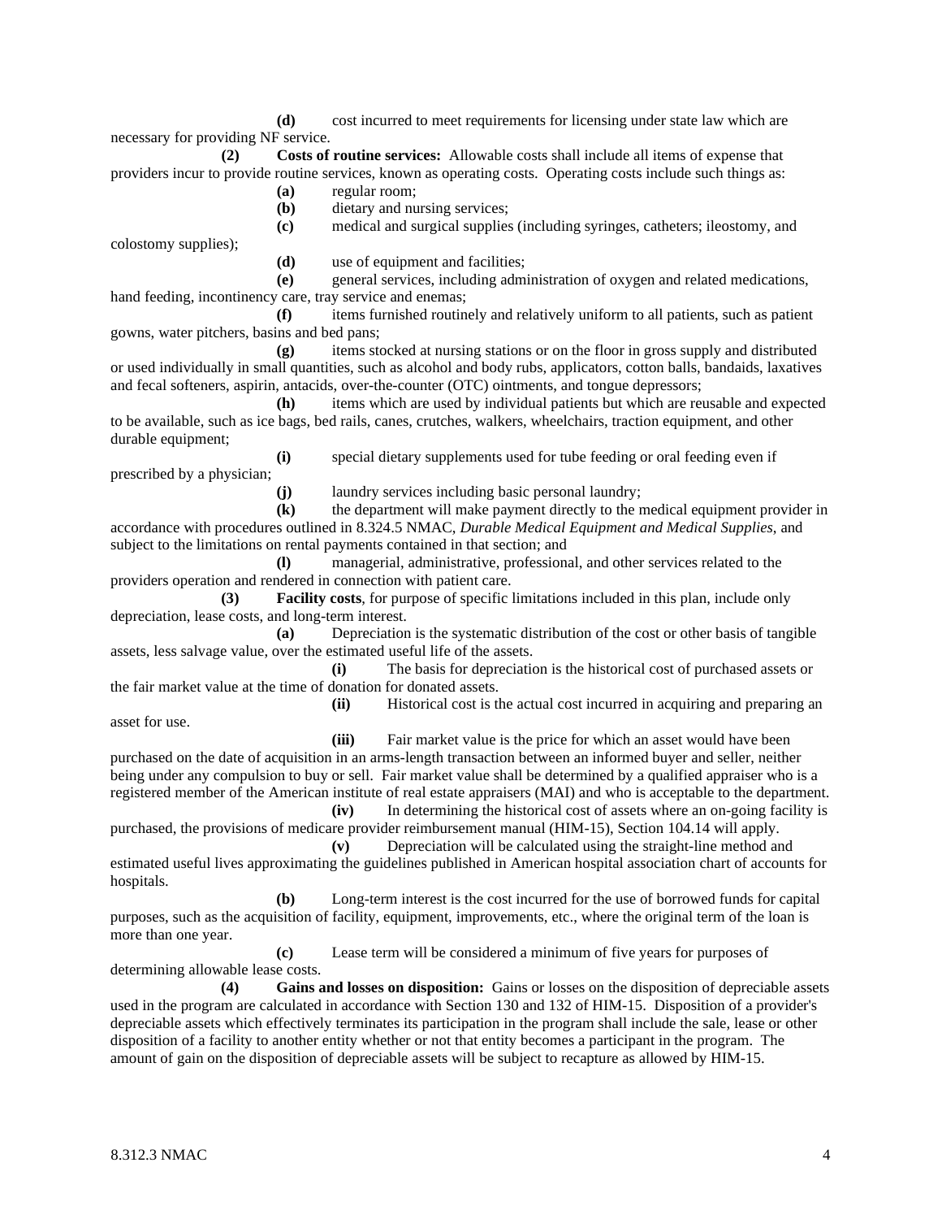**(d)** cost incurred to meet requirements for licensing under state law which are necessary for providing NF service.

**(2)** **Costs of routine services:** Allowable costs shall include all items of expense that providers incur to provide routine services, known as operating costs. Operating costs include such things as:

**(a)** regular room;

**(b)** dietary and nursing services;

**(c)** medical and surgical supplies (including syringes, catheters; ileostomy, and colostomy supplies);

**(d)** use of equipment and facilities;

**(e)** general services, including administration of oxygen and related medications, hand feeding, incontinency care, tray service and enemas;

**(f)** items furnished routinely and relatively uniform to all patients, such as patient gowns, water pitchers, basins and bed pans;

**(g)** items stocked at nursing stations or on the floor in gross supply and distributed or used individually in small quantities, such as alcohol and body rubs, applicators, cotton balls, bandaids, laxatives and fecal softeners, aspirin, antacids, over-the-counter (OTC) ointments, and tongue depressors;

**(h)** items which are used by individual patients but which are reusable and expected to be available, such as ice bags, bed rails, canes, crutches, walkers, wheelchairs, traction equipment, and other durable equipment;

**(i)** special dietary supplements used for tube feeding or oral feeding even if prescribed by a physician;

**(j)** laundry services including basic personal laundry;

**(k)** the department will make payment directly to the medical equipment provider in accordance with procedures outlined in 8.324.5 NMAC, *Durable Medical Equipment and Medical Supplies*, and subject to the limitations on rental payments contained in that section; and

**(l)** managerial, administrative, professional, and other services related to the providers operation and rendered in connection with patient care.

**(3)** **Facility costs**, for purpose of specific limitations included in this plan, include only depreciation, lease costs, and long-term interest.

**(a)** Depreciation is the systematic distribution of the cost or other basis of tangible assets, less salvage value, over the estimated useful life of the assets.

**(i)** The basis for depreciation is the historical cost of purchased assets or the fair market value at the time of donation for donated assets.

**(ii)** Historical cost is the actual cost incurred in acquiring and preparing an asset for use.

**(iii)** Fair market value is the price for which an asset would have been purchased on the date of acquisition in an arms-length transaction between an informed buyer and seller, neither being under any compulsion to buy or sell. Fair market value shall be determined by a qualified appraiser who is a registered member of the American institute of real estate appraisers (MAI) and who is acceptable to the department.

**(iv)** In determining the historical cost of assets where an on-going facility is purchased, the provisions of medicare provider reimbursement manual (HIM-15), Section 104.14 will apply.

**(v)** Depreciation will be calculated using the straight-line method and estimated useful lives approximating the guidelines published in American hospital association chart of accounts for hospitals.

**(b)** Long-term interest is the cost incurred for the use of borrowed funds for capital purposes, such as the acquisition of facility, equipment, improvements, etc., where the original term of the loan is more than one year.

**(c)** Lease term will be considered a minimum of five years for purposes of determining allowable lease costs.

**(4)** **Gains and losses on disposition:** Gains or losses on the disposition of depreciable assets used in the program are calculated in accordance with Section 130 and 132 of HIM-15. Disposition of a provider's depreciable assets which effectively terminates its participation in the program shall include the sale, lease or other disposition of a facility to another entity whether or not that entity becomes a participant in the program. The amount of gain on the disposition of depreciable assets will be subject to recapture as allowed by HIM-15.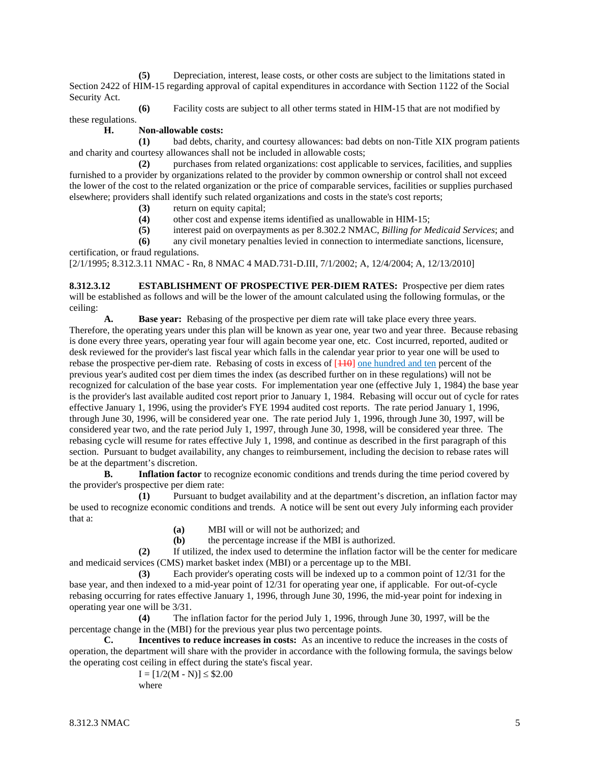**(5)** Depreciation, interest, lease costs, or other costs are subject to the limitations stated in Section 2422 of HIM-15 regarding approval of capital expenditures in accordance with Section 1122 of the Social Security Act.

**(6)** Facility costs are subject to all other terms stated in HIM-15 that are not modified by these regulations.

**H. Non-allowable costs:**

**(1)** bad debts, charity, and courtesy allowances: bad debts on non-Title XIX program patients and charity and courtesy allowances shall not be included in allowable costs;

**(2)** purchases from related organizations: cost applicable to services, facilities, and supplies furnished to a provider by organizations related to the provider by common ownership or control shall not exceed the lower of the cost to the related organization or the price of comparable services, facilities or supplies purchased elsewhere; providers shall identify such related organizations and costs in the state's cost reports;

**(3)** return on equity capital;

**(4)** other cost and expense items identified as unallowable in HIM-15;

**(5)** interest paid on overpayments as per 8.302.2 NMAC, *Billing for Medicaid Services*; and

**(6)** any civil monetary penalties levied in connection to intermediate sanctions, licensure, certification, or fraud regulations.

[2/1/1995; 8.312.3.11 NMAC - Rn, 8 NMAC 4 MAD.731-D.III, 7/1/2002; A, 12/4/2004; A, 12/13/2010]

**8.312.3.12 ESTABLISHMENT OF PROSPECTIVE PER-DIEM RATES:** Prospective per diem rates will be established as follows and will be the lower of the amount calculated using the following formulas, or the ceiling:

**A. Base year:** Rebasing of the prospective per diem rate will take place every three years. Therefore, the operating years under this plan will be known as year one, year two and year three. Because rebasing is done every three years, operating year four will again become year one, etc. Cost incurred, reported, audited or desk reviewed for the provider's last fiscal year which falls in the calendar year prior to year one will be used to rebase the prospective per-diem rate. Rebasing of costs in excess of [~~110~~] one hundred and ten percent of the previous year's audited cost per diem times the index (as described further on in these regulations) will not be recognized for calculation of the base year costs. For implementation year one (effective July 1, 1984) the base year is the provider's last available audited cost report prior to January 1, 1984. Rebasing will occur out of cycle for rates effective January 1, 1996, using the provider's FYE 1994 audited cost reports. The rate period January 1, 1996, through June 30, 1996, will be considered year one. The rate period July 1, 1996, through June 30, 1997, will be considered year two, and the rate period July 1, 1997, through June 30, 1998, will be considered year three. The rebasing cycle will resume for rates effective July 1, 1998, and continue as described in the first paragraph of this section. Pursuant to budget availability, any changes to reimbursement, including the decision to rebase rates will be at the department's discretion.

**B. Inflation factor** to recognize economic conditions and trends during the time period covered by the provider's prospective per diem rate:

**(1)** Pursuant to budget availability and at the department's discretion, an inflation factor may be used to recognize economic conditions and trends. A notice will be sent out every July informing each provider that a:

**(a)** MBI will or will not be authorized; and

**(b)** the percentage increase if the MBI is authorized.

**(2)** If utilized, the index used to determine the inflation factor will be the center for medicare and medicaid services (CMS) market basket index (MBI) or a percentage up to the MBI.

**(3)** Each provider's operating costs will be indexed up to a common point of 12/31 for the base year, and then indexed to a mid-year point of 12/31 for operating year one, if applicable. For out-of-cycle rebasing occurring for rates effective January 1, 1996, through June 30, 1996, the mid-year point for indexing in operating year one will be 3/31.

**(4)** The inflation factor for the period July 1, 1996, through June 30, 1997, will be the percentage change in the (MBI) for the previous year plus two percentage points.

**C. Incentives to reduce increases in costs:** As an incentive to reduce the increases in the costs of operation, the department will share with the provider in accordance with the following formula, the savings below the operating cost ceiling in effect during the state's fiscal year.

$I = [1/2(M - N)] \leq \$2.00$

where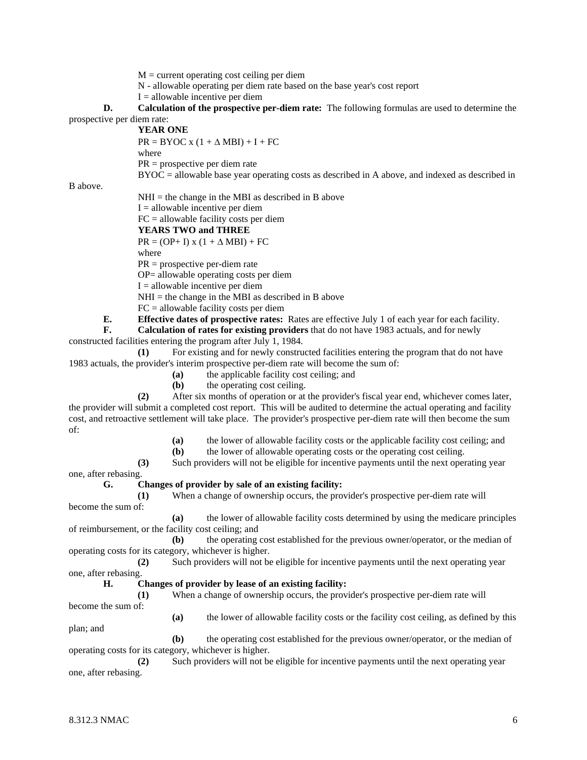M = current operating cost ceiling per diem

N - allowable operating per diem rate based on the base year's cost report

I = allowable incentive per diem

**D. Calculation of the prospective per-diem rate:** The following formulas are used to determine the prospective per diem rate:

**YEAR ONE**

$PR = BYOC \times (1 + \Delta MBI) + I + FC$

where

PR = prospective per diem rate

BYOC = allowable base year operating costs as described in A above, and indexed as described in B above.

NHI = the change in the MBI as described in B above

I = allowable incentive per diem

FC = allowable facility costs per diem

**YEARS TWO and THREE**

$PR = (OP + I) \times (1 + \Delta MBI) + FC$

where

PR = prospective per-diem rate

OP= allowable operating costs per diem

I = allowable incentive per diem

NHI = the change in the MBI as described in B above

FC = allowable facility costs per diem

**E. Effective dates of prospective rates:** Rates are effective July 1 of each year for each facility.

**F. Calculation of rates for existing providers** that do not have 1983 actuals, and for newly constructed facilities entering the program after July 1, 1984.

**(1)** For existing and for newly constructed facilities entering the program that do not have 1983 actuals, the provider's interim prospective per-diem rate will become the sum of:

**(a)** the applicable facility cost ceiling; and

**(b)** the operating cost ceiling.

**(2)** After six months of operation or at the provider's fiscal year end, whichever comes later, the provider will submit a completed cost report. This will be audited to determine the actual operating and facility cost, and retroactive settlement will take place. The provider's prospective per-diem rate will then become the sum of:

**(a)** the lower of allowable facility costs or the applicable facility cost ceiling; and

**(b)** the lower of allowable operating costs or the operating cost ceiling.

**(3)** Such providers will not be eligible for incentive payments until the next operating year one, after rebasing.

**G. Changes of provider by sale of an existing facility:**

**(1)** When a change of ownership occurs, the provider's prospective per-diem rate will become the sum of:

**(a)** the lower of allowable facility costs determined by using the medicare principles of reimbursement, or the facility cost ceiling; and

**(b)** the operating cost established for the previous owner/operator, or the median of operating costs for its category, whichever is higher.

**(2)** Such providers will not be eligible for incentive payments until the next operating year one, after rebasing.

**H. Changes of provider by lease of an existing facility:**

**(1)** When a change of ownership occurs, the provider's prospective per-diem rate will become the sum of:

**(a)** the lower of allowable facility costs or the facility cost ceiling, as defined by this plan; and

**(b)** the operating cost established for the previous owner/operator, or the median of operating costs for its category, whichever is higher.

**(2)** Such providers will not be eligible for incentive payments until the next operating year one, after rebasing.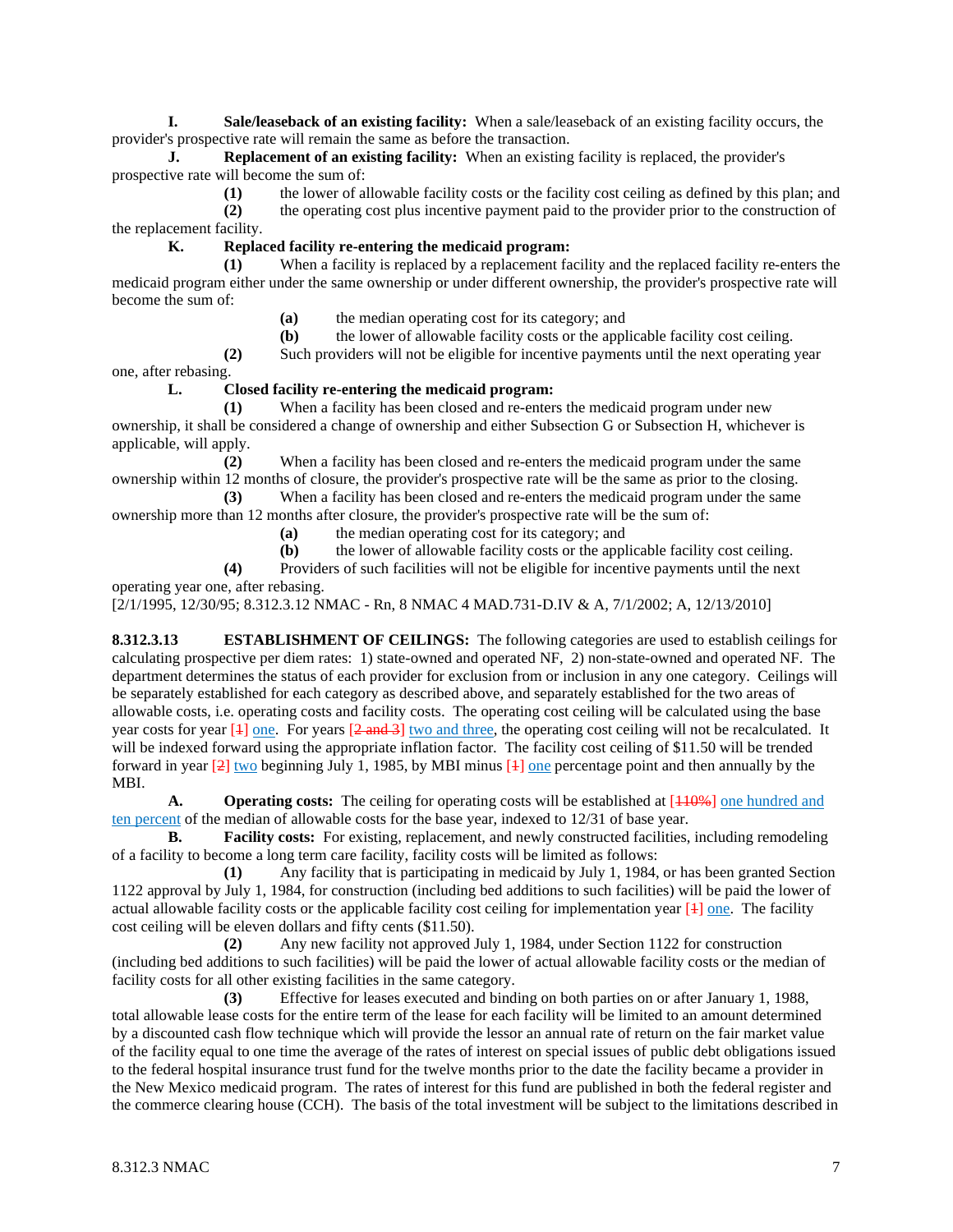**I. Sale/leaseback of an existing facility:** When a sale/leaseback of an existing facility occurs, the provider's prospective rate will remain the same as before the transaction.

**J. Replacement of an existing facility:** When an existing facility is replaced, the provider's prospective rate will become the sum of:

**(1)** the lower of allowable facility costs or the facility cost ceiling as defined by this plan; and

**(2)** the operating cost plus incentive payment paid to the provider prior to the construction of the replacement facility.

**K. Replaced facility re-entering the medicaid program:**

**(1)** When a facility is replaced by a replacement facility and the replaced facility re-enters the medicaid program either under the same ownership or under different ownership, the provider's prospective rate will become the sum of:

**(a)** the median operating cost for its category; and

**(b)** the lower of allowable facility costs or the applicable facility cost ceiling.

**(2)** Such providers will not be eligible for incentive payments until the next operating year one, after rebasing.

**L. Closed facility re-entering the medicaid program:**

**(1)** When a facility has been closed and re-enters the medicaid program under new ownership, it shall be considered a change of ownership and either Subsection G or Subsection H, whichever is applicable, will apply.

**(2)** When a facility has been closed and re-enters the medicaid program under the same ownership within 12 months of closure, the provider's prospective rate will be the same as prior to the closing.

**(3)** When a facility has been closed and re-enters the medicaid program under the same ownership more than 12 months after closure, the provider's prospective rate will be the sum of:

**(a)** the median operating cost for its category; and

**(b)** the lower of allowable facility costs or the applicable facility cost ceiling.

**(4)** Providers of such facilities will not be eligible for incentive payments until the next operating year one, after rebasing.

[2/1/1995, 12/30/95; 8.312.3.12 NMAC - Rn, 8 NMAC 4 MAD.731-D.IV & A, 7/1/2002; A, 12/13/2010]

**8.312.3.13 ESTABLISHMENT OF CEILINGS:** The following categories are used to establish ceilings for calculating prospective per diem rates: 1) state-owned and operated NF, 2) non-state-owned and operated NF. The department determines the status of each provider for exclusion from or inclusion in any one category. Ceilings will be separately established for each category as described above, and separately established for the two areas of allowable costs, i.e. operating costs and facility costs. The operating cost ceiling will be calculated using the base year costs for year [1] one. For years [2 and 3] two and three, the operating cost ceiling will not be recalculated. It will be indexed forward using the appropriate inflation factor. The facility cost ceiling of $11.50 will be trended forward in year [2] two beginning July 1, 1985, by MBI minus [1] one percentage point and then annually by the MBI.

**A. Operating costs:** The ceiling for operating costs will be established at [110%] one hundred and ten percent of the median of allowable costs for the base year, indexed to 12/31 of base year.

**B. Facility costs:** For existing, replacement, and newly constructed facilities, including remodeling of a facility to become a long term care facility, facility costs will be limited as follows:

**(1)** Any facility that is participating in medicaid by July 1, 1984, or has been granted Section 1122 approval by July 1, 1984, for construction (including bed additions to such facilities) will be paid the lower of actual allowable facility costs or the applicable facility cost ceiling for implementation year [1] one. The facility cost ceiling will be eleven dollars and fifty cents ($11.50).

**(2)** Any new facility not approved July 1, 1984, under Section 1122 for construction (including bed additions to such facilities) will be paid the lower of actual allowable facility costs or the median of facility costs for all other existing facilities in the same category.

**(3)** Effective for leases executed and binding on both parties on or after January 1, 1988, total allowable lease costs for the entire term of the lease for each facility will be limited to an amount determined by a discounted cash flow technique which will provide the lessor an annual rate of return on the fair market value of the facility equal to one time the average of the rates of interest on special issues of public debt obligations issued to the federal hospital insurance trust fund for the twelve months prior to the date the facility became a provider in the New Mexico medicaid program. The rates of interest for this fund are published in both the federal register and the commerce clearing house (CCH). The basis of the total investment will be subject to the limitations described in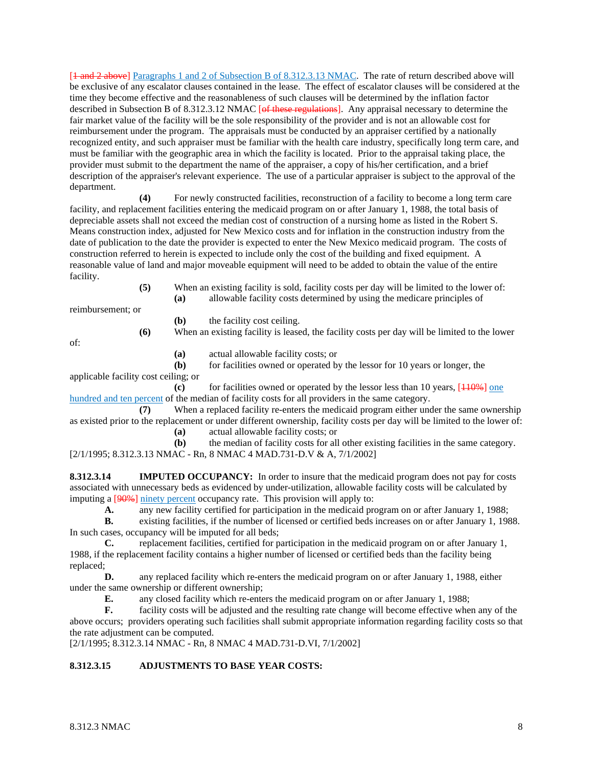[1 and 2 above] Paragraphs 1 and 2 of Subsection B of 8.312.3.13 NMAC. The rate of return described above will be exclusive of any escalator clauses contained in the lease. The effect of escalator clauses will be considered at the time they become effective and the reasonableness of such clauses will be determined by the inflation factor described in Subsection B of 8.312.3.12 NMAC [of these regulations]. Any appraisal necessary to determine the fair market value of the facility will be the sole responsibility of the provider and is not an allowable cost for reimbursement under the program. The appraisals must be conducted by an appraiser certified by a nationally recognized entity, and such appraiser must be familiar with the health care industry, specifically long term care, and must be familiar with the geographic area in which the facility is located. Prior to the appraisal taking place, the provider must submit to the department the name of the appraiser, a copy of his/her certification, and a brief description of the appraiser's relevant experience. The use of a particular appraiser is subject to the approval of the department.

**(4)** For newly constructed facilities, reconstruction of a facility to become a long term care facility, and replacement facilities entering the medicaid program on or after January 1, 1988, the total basis of depreciable assets shall not exceed the median cost of construction of a nursing home as listed in the Robert S. Means construction index, adjusted for New Mexico costs and for inflation in the construction industry from the date of publication to the date the provider is expected to enter the New Mexico medicaid program. The costs of construction referred to herein is expected to include only the cost of the building and fixed equipment. A reasonable value of land and major moveable equipment will need to be added to obtain the value of the entire facility.

**(5)** When an existing facility is sold, facility costs per day will be limited to the lower of:

**(a)** allowable facility costs determined by using the medicare principles of reimbursement; or

**(b)** the facility cost ceiling.

**(6)** When an existing facility is leased, the facility costs per day will be limited to the lower of:

**(a)** actual allowable facility costs; or

**(b)** for facilities owned or operated by the lessor for 10 years or longer, the applicable facility cost ceiling; or

**(c)** for facilities owned or operated by the lessor less than 10 years, [110%] one hundred and ten percent of the median of facility costs for all providers in the same category.

**(7)** When a replaced facility re-enters the medicaid program either under the same ownership as existed prior to the replacement or under different ownership, facility costs per day will be limited to the lower of:

**(a)** actual allowable facility costs; or

**(b)** the median of facility costs for all other existing facilities in the same category.

[2/1/1995; 8.312.3.13 NMAC - Rn, 8 NMAC 4 MAD.731-D.V & A, 7/1/2002]

**8.312.3.14 IMPUTED OCCUPANCY:** In order to insure that the medicaid program does not pay for costs associated with unnecessary beds as evidenced by under-utilization, allowable facility costs will be calculated by imputing a [90%] ninety percent occupancy rate. This provision will apply to:

**A.** any new facility certified for participation in the medicaid program on or after January 1, 1988;

**B.** existing facilities, if the number of licensed or certified beds increases on or after January 1, 1988. In such cases, occupancy will be imputed for all beds;

**C.** replacement facilities, certified for participation in the medicaid program on or after January 1, 1988, if the replacement facility contains a higher number of licensed or certified beds than the facility being replaced;

**D.** any replaced facility which re-enters the medicaid program on or after January 1, 1988, either under the same ownership or different ownership;

**E.** any closed facility which re-enters the medicaid program on or after January 1, 1988;

**F.** facility costs will be adjusted and the resulting rate change will become effective when any of the above occurs; providers operating such facilities shall submit appropriate information regarding facility costs so that the rate adjustment can be computed.

[2/1/1995; 8.312.3.14 NMAC - Rn, 8 NMAC 4 MAD.731-D.VI, 7/1/2002]

**8.312.3.15 ADJUSTMENTS TO BASE YEAR COSTS:**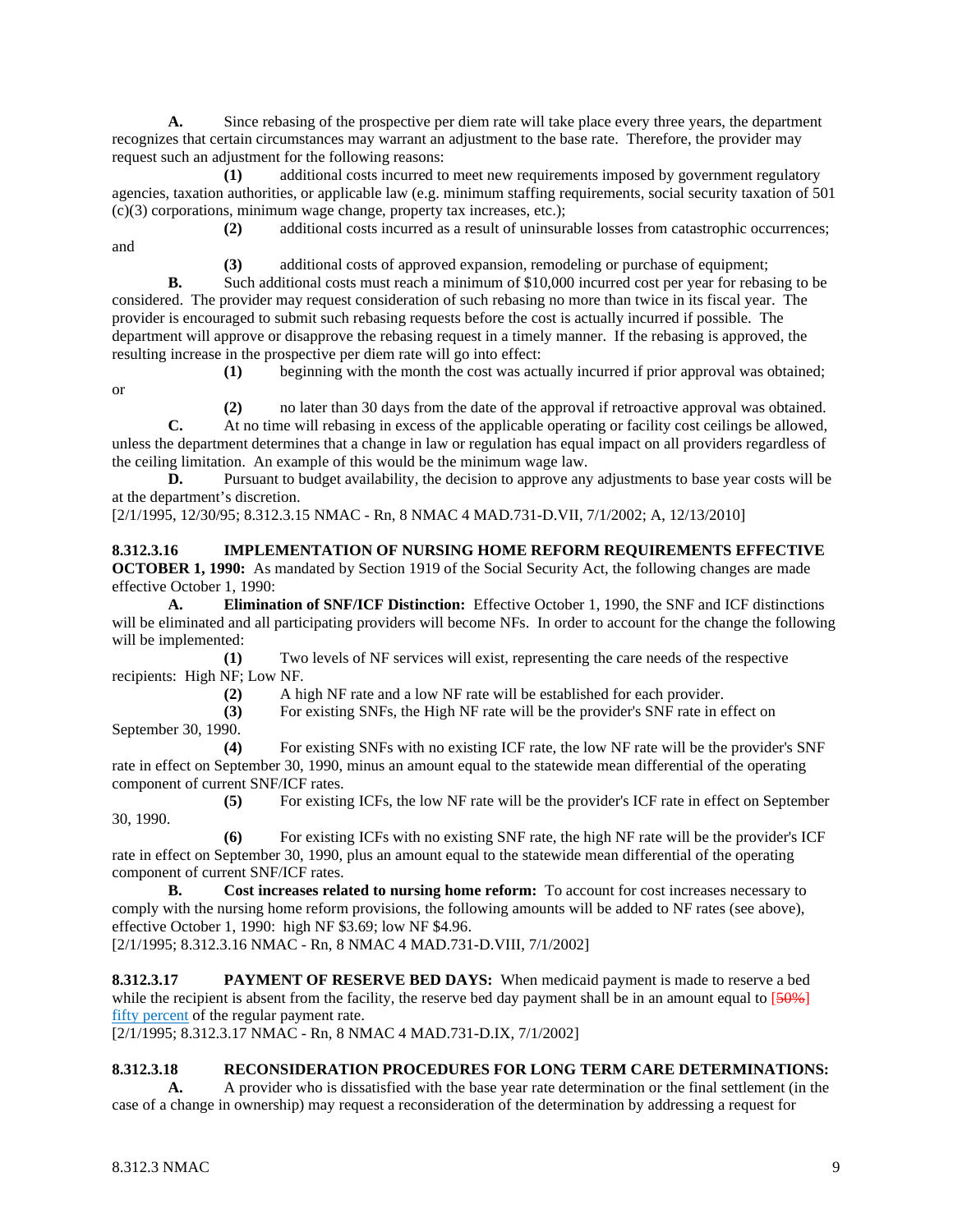**A.** Since rebasing of the prospective per diem rate will take place every three years, the department recognizes that certain circumstances may warrant an adjustment to the base rate. Therefore, the provider may request such an adjustment for the following reasons:

**(1)** additional costs incurred to meet new requirements imposed by government regulatory agencies, taxation authorities, or applicable law (e.g. minimum staffing requirements, social security taxation of 501 (c)(3) corporations, minimum wage change, property tax increases, etc.);

**(2)** additional costs incurred as a result of uninsurable losses from catastrophic occurrences; and

**(3)** additional costs of approved expansion, remodeling or purchase of equipment;

**B.** Such additional costs must reach a minimum of $10,000 incurred cost per year for rebasing to be considered. The provider may request consideration of such rebasing no more than twice in its fiscal year. The provider is encouraged to submit such rebasing requests before the cost is actually incurred if possible. The department will approve or disapprove the rebasing request in a timely manner. If the rebasing is approved, the resulting increase in the prospective per diem rate will go into effect:

**(1)** beginning with the month the cost was actually incurred if prior approval was obtained; or

**(2)** no later than 30 days from the date of the approval if retroactive approval was obtained.

**C.** At no time will rebasing in excess of the applicable operating or facility cost ceilings be allowed, unless the department determines that a change in law or regulation has equal impact on all providers regardless of the ceiling limitation. An example of this would be the minimum wage law.

**D.** Pursuant to budget availability, the decision to approve any adjustments to base year costs will be at the department's discretion.

[2/1/1995, 12/30/95; 8.312.3.15 NMAC - Rn, 8 NMAC 4 MAD.731-D.VII, 7/1/2002; A, 12/13/2010]

**8.312.3.16 IMPLEMENTATION OF NURSING HOME REFORM REQUIREMENTS EFFECTIVE OCTOBER 1, 1990:** As mandated by Section 1919 of the Social Security Act, the following changes are made effective October 1, 1990:

**A. Elimination of SNF/ICF Distinction:** Effective October 1, 1990, the SNF and ICF distinctions will be eliminated and all participating providers will become NFs. In order to account for the change the following will be implemented:

**(1)** Two levels of NF services will exist, representing the care needs of the respective recipients: High NF; Low NF.

**(2)** A high NF rate and a low NF rate will be established for each provider.

**(3)** For existing SNFs, the High NF rate will be the provider's SNF rate in effect on September 30, 1990.

**(4)** For existing SNFs with no existing ICF rate, the low NF rate will be the provider's SNF rate in effect on September 30, 1990, minus an amount equal to the statewide mean differential of the operating component of current SNF/ICF rates.

**(5)** For existing ICFs, the low NF rate will be the provider's ICF rate in effect on September 30, 1990.

**(6)** For existing ICFs with no existing SNF rate, the high NF rate will be the provider's ICF rate in effect on September 30, 1990, plus an amount equal to the statewide mean differential of the operating component of current SNF/ICF rates.

**B. Cost increases related to nursing home reform:** To account for cost increases necessary to comply with the nursing home reform provisions, the following amounts will be added to NF rates (see above), effective October 1, 1990: high NF $3.69; low NF $4.96.

[2/1/1995; 8.312.3.16 NMAC - Rn, 8 NMAC 4 MAD.731-D.VIII, 7/1/2002]

**8.312.3.17 PAYMENT OF RESERVE BED DAYS:** When medicaid payment is made to reserve a bed while the recipient is absent from the facility, the reserve bed day payment shall be in an amount equal to ~~[50%]~~ fifty percent of the regular payment rate.

[2/1/1995; 8.312.3.17 NMAC - Rn, 8 NMAC 4 MAD.731-D.IX, 7/1/2002]

**8.312.3.18 RECONSIDERATION PROCEDURES FOR LONG TERM CARE DETERMINATIONS:**

**A.** A provider who is dissatisfied with the base year rate determination or the final settlement (in the case of a change in ownership) may request a reconsideration of the determination by addressing a request for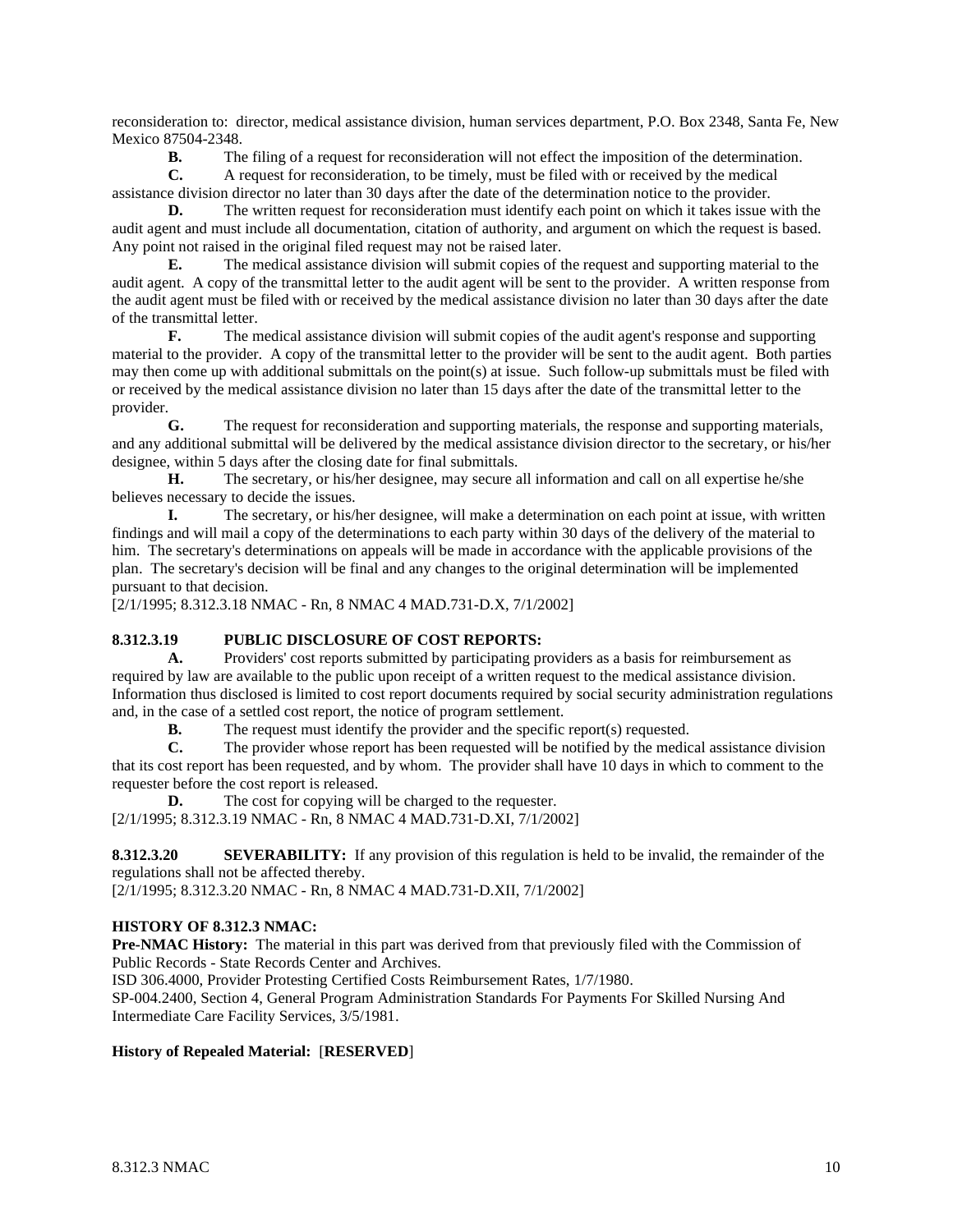reconsideration to: director, medical assistance division, human services department, P.O. Box 2348, Santa Fe, New Mexico 87504-2348.

**B.** The filing of a request for reconsideration will not effect the imposition of the determination.

**C.** A request for reconsideration, to be timely, must be filed with or received by the medical assistance division director no later than 30 days after the date of the determination notice to the provider.

**D.** The written request for reconsideration must identify each point on which it takes issue with the audit agent and must include all documentation, citation of authority, and argument on which the request is based. Any point not raised in the original filed request may not be raised later.

**E.** The medical assistance division will submit copies of the request and supporting material to the audit agent. A copy of the transmittal letter to the audit agent will be sent to the provider. A written response from the audit agent must be filed with or received by the medical assistance division no later than 30 days after the date of the transmittal letter.

**F.** The medical assistance division will submit copies of the audit agent's response and supporting material to the provider. A copy of the transmittal letter to the provider will be sent to the audit agent. Both parties may then come up with additional submittals on the point(s) at issue. Such follow-up submittals must be filed with or received by the medical assistance division no later than 15 days after the date of the transmittal letter to the provider.

**G.** The request for reconsideration and supporting materials, the response and supporting materials, and any additional submittal will be delivered by the medical assistance division director to the secretary, or his/her designee, within 5 days after the closing date for final submittals.

**H.** The secretary, or his/her designee, may secure all information and call on all expertise he/she believes necessary to decide the issues.

**I.** The secretary, or his/her designee, will make a determination on each point at issue, with written findings and will mail a copy of the determinations to each party within 30 days of the delivery of the material to him. The secretary's determinations on appeals will be made in accordance with the applicable provisions of the plan. The secretary's decision will be final and any changes to the original determination will be implemented pursuant to that decision.

[2/1/1995; 8.312.3.18 NMAC - Rn, 8 NMAC 4 MAD.731-D.X, 7/1/2002]

**8.312.3.19 PUBLIC DISCLOSURE OF COST REPORTS:**

**A.** Providers' cost reports submitted by participating providers as a basis for reimbursement as required by law are available to the public upon receipt of a written request to the medical assistance division. Information thus disclosed is limited to cost report documents required by social security administration regulations and, in the case of a settled cost report, the notice of program settlement.

**B.** The request must identify the provider and the specific report(s) requested.

**C.** The provider whose report has been requested will be notified by the medical assistance division that its cost report has been requested, and by whom. The provider shall have 10 days in which to comment to the requester before the cost report is released.

**D.** The cost for copying will be charged to the requester.

[2/1/1995; 8.312.3.19 NMAC - Rn, 8 NMAC 4 MAD.731-D.XI, 7/1/2002]

**8.312.3.20 SEVERABILITY:** If any provision of this regulation is held to be invalid, the remainder of the regulations shall not be affected thereby.

[2/1/1995; 8.312.3.20 NMAC - Rn, 8 NMAC 4 MAD.731-D.XII, 7/1/2002]

**HISTORY OF 8.312.3 NMAC:**

**Pre-NMAC History:** The material in this part was derived from that previously filed with the Commission of Public Records - State Records Center and Archives.

ISD 306.4000, Provider Protesting Certified Costs Reimbursement Rates, 1/7/1980.

SP-004.2400, Section 4, General Program Administration Standards For Payments For Skilled Nursing And Intermediate Care Facility Services, 3/5/1981.

**History of Repealed Material:** [**RESERVED**]